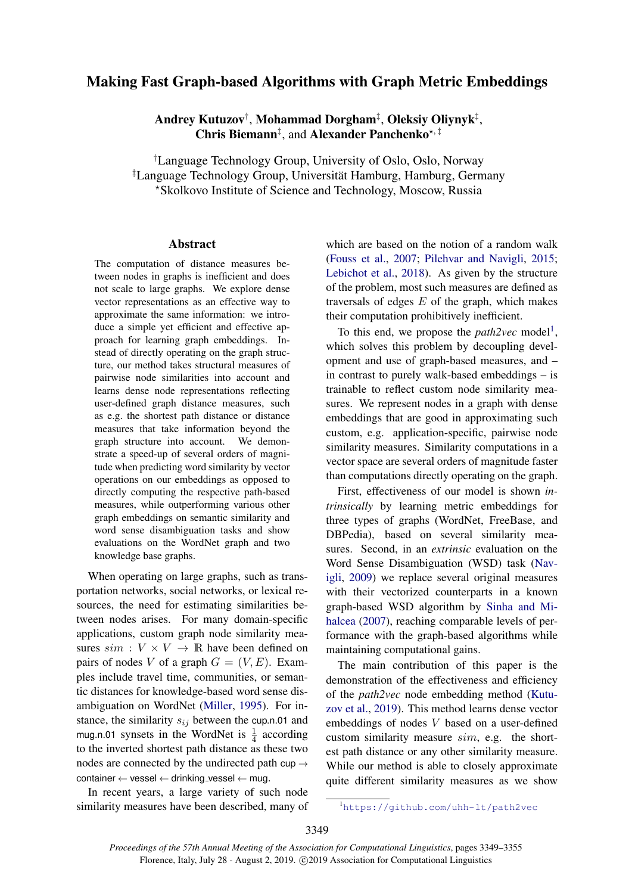# Making Fast Graph-based Algorithms with Graph Metric Embeddings

**Andrey Kutuzov**[†], **Mohammad Dorgham**[‡], **Oleksiy Oliynyk**[‡], **Chris Biemann**[‡], and **Alexander Panchenko**[⋆,‡]

[†]Language Technology Group, University of Oslo, Oslo, Norway
[‡]Language Technology Group, Universität Hamburg, Hamburg, Germany
[⋆]Skolkovo Institute of Science and Technology, Moscow, Russia

## Abstract

The computation of distance measures between nodes in graphs is inefficient and does not scale to large graphs. We explore dense vector representations as an effective way to approximate the same information: we introduce a simple yet efficient and effective approach for learning graph embeddings. Instead of directly operating on the graph structure, our method takes structural measures of pairwise node similarities into account and learns dense node representations reflecting user-defined graph distance measures, such as e.g. the shortest path distance or distance measures that take information beyond the graph structure into account. We demonstrate a speed-up of several orders of magnitude when predicting word similarity by vector operations on our embeddings as opposed to directly computing the respective path-based measures, while outperforming various other graph embeddings on semantic similarity and word sense disambiguation tasks and show evaluations on the WordNet graph and two knowledge base graphs.

When operating on large graphs, such as transportation networks, social networks, or lexical resources, the need for estimating similarities between nodes arises. For many domain-specific applications, custom graph node similarity measures $sim : V \times V \rightarrow \mathbb{R}$ have been defined on pairs of nodes $V$ of a graph $G = (V, E)$. Examples include travel time, communities, or semantic distances for knowledge-based word sense disambiguation on WordNet (Miller, 1995). For instance, the similarity $s_{ij}$ between the cup.n.01 and mug.n.01 synsets in the WordNet is $\frac{1}{4}$ according to the inverted shortest path distance as these two nodes are connected by the undirected path cup $\rightarrow$ container $\leftarrow$ vessel $\leftarrow$ drinking_vessel $\leftarrow$ mug.

In recent years, a large variety of such node similarity measures have been described, many of which are based on the notion of a random walk (Fouss et al., 2007; Pilehvar and Navigli, 2015; Lebichot et al., 2018). As given by the structure of the problem, most such measures are defined as traversals of edges $E$ of the graph, which makes their computation prohibitively inefficient.

To this end, we propose the *path2vec* model[1], which solves this problem by decoupling development and use of graph-based measures, and – in contrast to purely walk-based embeddings – is trainable to reflect custom node similarity measures. We represent nodes in a graph with dense embeddings that are good in approximating such custom, e.g. application-specific, pairwise node similarity measures. Similarity computations in a vector space are several orders of magnitude faster than computations directly operating on the graph.

First, effectiveness of our model is shown *intrinsically* by learning metric embeddings for three types of graphs (WordNet, FreeBase, and DBPedia), based on several similarity measures. Second, in an *extrinsic* evaluation on the Word Sense Disambiguation (WSD) task (Navigli, 2009) we replace several original measures with their vectorized counterparts in a known graph-based WSD algorithm by Sinha and Mihalcea (2007), reaching comparable levels of performance with the graph-based algorithms while maintaining computational gains.

The main contribution of this paper is the demonstration of the effectiveness and efficiency of the *path2vec* node embedding method (Kutuzov et al., 2019). This method learns dense vector embeddings of nodes $V$ based on a user-defined custom similarity measure $sim$, e.g. the shortest path distance or any other similarity measure. While our method is able to closely approximate quite different similarity measures as we show

[1]https://github.com/uhh-lt/path2vec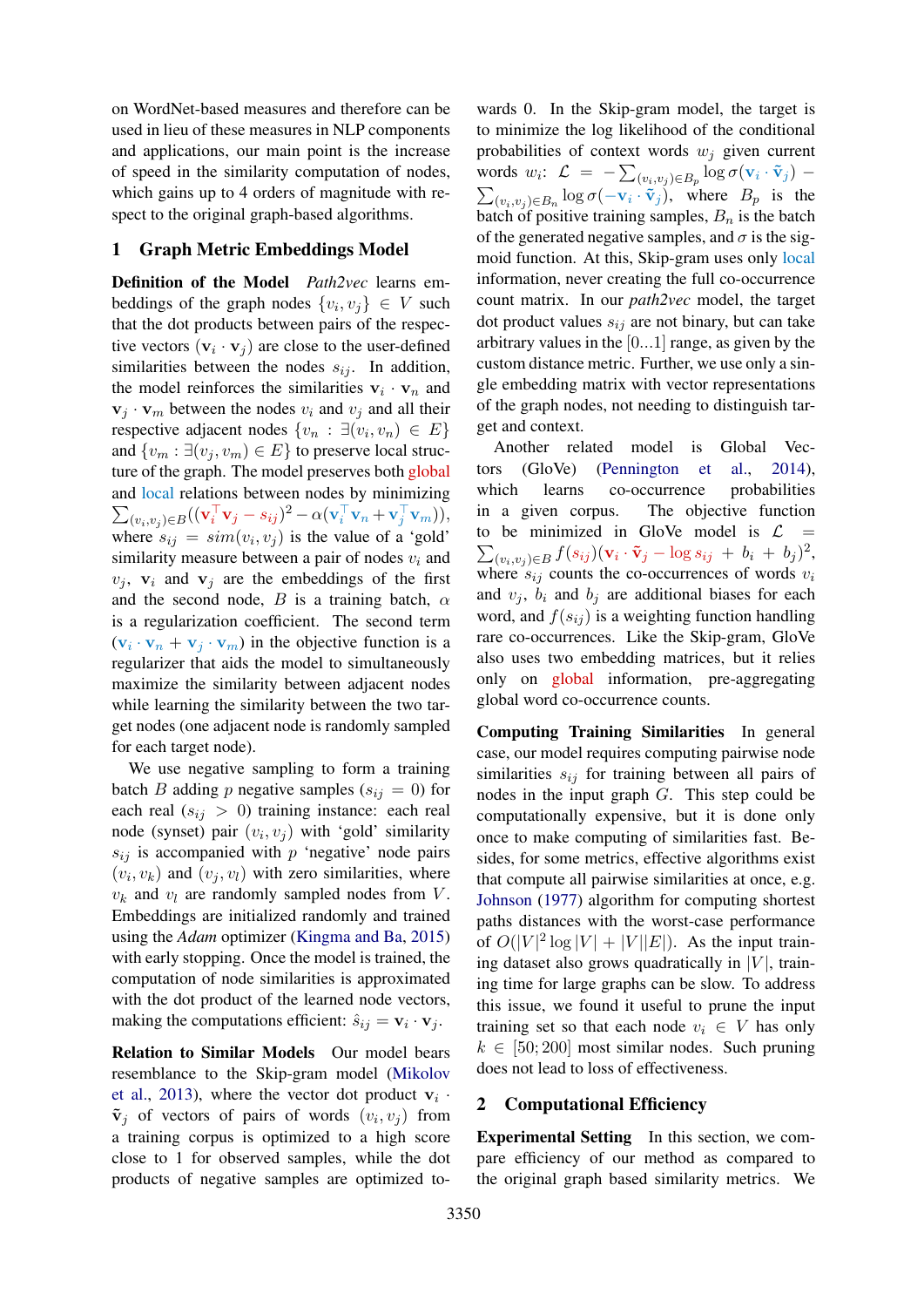on WordNet-based measures and therefore can be used in lieu of these measures in NLP components and applications, our main point is the increase of speed in the similarity computation of nodes, which gains up to 4 orders of magnitude with respect to the original graph-based algorithms.

## 1 Graph Metric Embeddings Model

**Definition of the Model** *Path2vec* learns embeddings of the graph nodes $\{v_i, v_j\} \in V$ such that the dot products between pairs of the respective vectors $(\mathbf{v}_i \cdot \mathbf{v}_j)$ are close to the user-defined similarities between the nodes $s_{ij}$. In addition, the model reinforces the similarities $\mathbf{v}_i \cdot \mathbf{v}_n$ and $\mathbf{v}_j \cdot \mathbf{v}_m$ between the nodes $v_i$ and $v_j$ and all their respective adjacent nodes $\{v_n : \exists(v_i, v_n) \in E\}$ and $\{v_m : \exists(v_j, v_m) \in E\}$ to preserve local structure of the graph. The model preserves both global and local relations between nodes by minimizing $\sum_{(v_i,v_j)\in B}((\mathbf{v}_i^\top \mathbf{v}_j - s_{ij})^2 - \alpha(\mathbf{v}_i^\top \mathbf{v}_n + \mathbf{v}_j^\top \mathbf{v}_m))$, where $s_{ij} = sim(v_i, v_j)$ is the value of a 'gold' similarity measure between a pair of nodes $v_i$ and $v_j$, $\mathbf{v}_i$ and $\mathbf{v}_j$ are the embeddings of the first and the second node, $B$ is a training batch, $\alpha$ is a regularization coefficient. The second term $(\mathbf{v}_i \cdot \mathbf{v}_n + \mathbf{v}_j \cdot \mathbf{v}_m)$ in the objective function is a regularizer that aids the model to simultaneously maximize the similarity between adjacent nodes while learning the similarity between the two target nodes (one adjacent node is randomly sampled for each target node).

We use negative sampling to form a training batch $B$ adding $p$ negative samples ($s_{ij} = 0$) for each real ($s_{ij} > 0$) training instance: each real node (synset) pair $(v_i, v_j)$ with 'gold' similarity $s_{ij}$ is accompanied with $p$ 'negative' node pairs $(v_i, v_k)$ and $(v_j, v_l)$ with zero similarities, where $v_k$ and $v_l$ are randomly sampled nodes from $V$. Embeddings are initialized randomly and trained using the *Adam* optimizer (Kingma and Ba, 2015) with early stopping. Once the model is trained, the computation of node similarities is approximated with the dot product of the learned node vectors, making the computations efficient: $\hat{s}_{ij} = \mathbf{v}_i \cdot \mathbf{v}_j$.

**Relation to Similar Models** Our model bears resemblance to the Skip-gram model (Mikolov et al., 2013), where the vector dot product $\mathbf{v}_i \cdot \tilde{\mathbf{v}}_j$ of vectors of pairs of words $(v_i, v_j)$ from a training corpus is optimized to a high score close to 1 for observed samples, while the dot products of negative samples are optimized towards 0. In the Skip-gram model, the target is to minimize the log likelihood of the conditional probabilities of context words $w_j$ given current words $w_i$: $\mathcal{L} = -\sum_{(v_i,v_j)\in B_p} \log \sigma(\mathbf{v}_i \cdot \tilde{\mathbf{v}}_j) - \sum_{(v_i,v_j)\in B_n} \log \sigma(-\mathbf{v}_i \cdot \tilde{\mathbf{v}}_j)$, where $B_p$ is the batch of positive training samples, $B_n$ is the batch of the generated negative samples, and $\sigma$ is the sigmoid function. At this, Skip-gram uses only local information, never creating the full co-occurrence count matrix. In our *path2vec* model, the target dot product values $s_{ij}$ are not binary, but can take arbitrary values in the $[0...1]$ range, as given by the custom distance metric. Further, we use only a single embedding matrix with vector representations of the graph nodes, not needing to distinguish target and context.

Another related model is Global Vectors (GloVe) (Pennington et al., 2014), which learns co-occurrence probabilities in a given corpus. The objective function to be minimized in GloVe model is $\mathcal{L} = \sum_{(v_i,v_j)\in B} f(s_{ij})(\mathbf{v}_i \cdot \tilde{\mathbf{v}}_j - \log s_{ij} + b_i + b_j)^2$, where $s_{ij}$ counts the co-occurrences of words $v_i$ and $v_j$, $b_i$ and $b_j$ are additional biases for each word, and $f(s_{ij})$ is a weighting function handling rare co-occurrences. Like the Skip-gram, GloVe also uses two embedding matrices, but it relies only on global information, pre-aggregating global word co-occurrence counts.

**Computing Training Similarities** In general case, our model requires computing pairwise node similarities $s_{ij}$ for training between all pairs of nodes in the input graph $G$. This step could be computationally expensive, but it is done only once to make computing of similarities fast. Besides, for some metrics, effective algorithms exist that compute all pairwise similarities at once, e.g. Johnson (1977) algorithm for computing shortest paths distances with the worst-case performance of $O(|V|^2 \log |V| + |V||E|)$. As the input training dataset also grows quadratically in $|V|$, training time for large graphs can be slow. To address this issue, we found it useful to prune the input training set so that each node $v_i \in V$ has only $k \in [50; 200]$ most similar nodes. Such pruning does not lead to loss of effectiveness.

## 2 Computational Efficiency

**Experimental Setting** In this section, we compare efficiency of our method as compared to the original graph based similarity metrics. We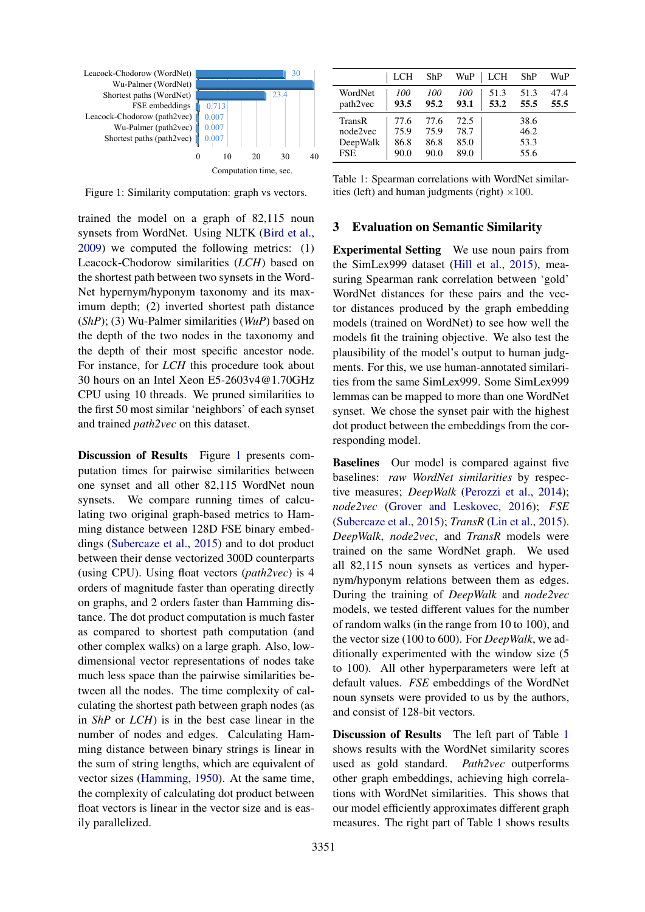Figure 1: Similarity computation: graph vs vectors.

trained the model on a graph of 82,115 noun synsets from WordNet. Using NLTK (Bird et al., 2009) we computed the following metrics: (1) Leacock-Chodorow similarities (*LCH*) based on the shortest path between two synsets in the WordNet hypernym/hyponym taxonomy and its maximum depth; (2) inverted shortest path distance (*ShP*); (3) Wu-Palmer similarities (*WuP*) based on the depth of the two nodes in the taxonomy and the depth of their most specific ancestor node. For instance, for *LCH* this procedure took about 30 hours on an Intel Xeon E5-2603v4@1.70GHz CPU using 10 threads. We pruned similarities to the first 50 most similar 'neighbors' of each synset and trained *path2vec* on this dataset.

**Discussion of Results** Figure 1 presents computation times for pairwise similarities between one synset and all other 82,115 WordNet noun synsets. We compare running times of calculating two original graph-based metrics to Hamming distance between 128D FSE binary embeddings (Subercaze et al., 2015) and to dot product between their dense vectorized 300D counterparts (using CPU). Using float vectors (*path2vec*) is 4 orders of magnitude faster than operating directly on graphs, and 2 orders faster than Hamming distance. The dot product computation is much faster as compared to shortest path computation (and other complex walks) on a large graph. Also, low-dimensional vector representations of nodes take much less space than the pairwise similarities between all the nodes. The time complexity of calculating the shortest path between graph nodes (as in *ShP* or *LCH*) is in the best case linear in the number of nodes and edges. Calculating Hamming distance between binary strings is linear in the sum of string lengths, which are equivalent of vector sizes (Hamming, 1950). At the same time, the complexity of calculating dot product between float vectors is linear in the vector size and is easily parallelized.

| | LCH | ShP | WuP | LCH | ShP | WuP |
|---|---|---|---|---|---|---|
| WordNet | *100* | *100* | *100* | 51.3 | 51.3 | 47.4 |
| path2vec | **93.5** | **95.2** | **93.1** | **53.2** | **55.5** | **55.5** |
| TransR | 77.6 | 77.6 | 72.5 | | 38.6 | |
| node2vec | 75.9 | 75.9 | 78.7 | | 46.2 | |
| DeepWalk | 86.8 | 86.8 | 85.0 | | 53.3 | |
| FSE | 90.0 | 90.0 | 89.0 | | 55.6 | |

Table 1: Spearman correlations with WordNet similarities (left) and human judgments (right) $\times 100$.

## 3 Evaluation on Semantic Similarity

**Experimental Setting** We use noun pairs from the SimLex999 dataset (Hill et al., 2015), measuring Spearman rank correlation between 'gold' WordNet distances for these pairs and the vector distances produced by the graph embedding models (trained on WordNet) to see how well the models fit the training objective. We also test the plausibility of the model's output to human judgments. For this, we use human-annotated similarities from the same SimLex999. Some SimLex999 lemmas can be mapped to more than one WordNet synset. We chose the synset pair with the highest dot product between the embeddings from the corresponding model.

**Baselines** Our model is compared against five baselines: *raw WordNet similarities* by respective measures; *DeepWalk* (Perozzi et al., 2014); *node2vec* (Grover and Leskovec, 2016); *FSE* (Subercaze et al., 2015); *TransR* (Lin et al., 2015). *DeepWalk*, *node2vec*, and *TransR* models were trained on the same WordNet graph. We used all 82,115 noun synsets as vertices and hypernym/hyponym relations between them as edges. During the training of *DeepWalk* and *node2vec* models, we tested different values for the number of random walks (in the range from 10 to 100), and the vector size (100 to 600). For *DeepWalk*, we additionally experimented with the window size (5 to 100). All other hyperparameters were left at default values. *FSE* embeddings of the WordNet noun synsets were provided to us by the authors, and consist of 128-bit vectors.

**Discussion of Results** The left part of Table 1 shows results with the WordNet similarity scores used as gold standard. *Path2vec* outperforms other graph embeddings, achieving high correlations with WordNet similarities. This shows that our model efficiently approximates different graph measures. The right part of Table 1 shows results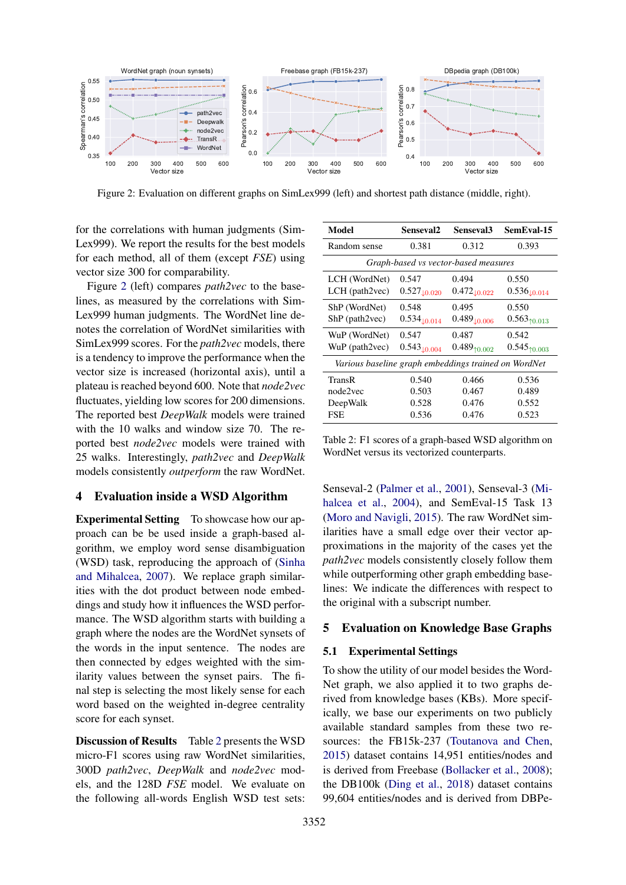Figure 2: Evaluation on different graphs on SimLex999 (left) and shortest path distance (middle, right).

for the correlations with human judgments (SimLex999). We report the results for the best models for each method, all of them (except *FSE*) using vector size 300 for comparability.

Figure 2 (left) compares *path2vec* to the baselines, as measured by the correlations with SimLex999 human judgments. The WordNet line denotes the correlation of WordNet similarities with SimLex999 scores. For the *path2vec* models, there is a tendency to improve the performance when the vector size is increased (horizontal axis), until a plateau is reached beyond 600. Note that *node2vec* fluctuates, yielding low scores for 200 dimensions. The reported best *DeepWalk* models were trained with the 10 walks and window size 70. The reported best *node2vec* models were trained with 25 walks. Interestingly, *path2vec* and *DeepWalk* models consistently *outperform* the raw WordNet.

## 4 Evaluation inside a WSD Algorithm

**Experimental Setting** To showcase how our approach can be be used inside a graph-based algorithm, we employ word sense disambiguation (WSD) task, reproducing the approach of (Sinha and Mihalcea, 2007). We replace graph similarities with the dot product between node embeddings and study how it influences the WSD performance. The WSD algorithm starts with building a graph where the nodes are the WordNet synsets of the words in the input sentence. The nodes are then connected by edges weighted with the similarity values between the synset pairs. The final step is selecting the most likely sense for each word based on the weighted in-degree centrality score for each synset.

**Discussion of Results** Table 2 presents the WSD micro-F1 scores using raw WordNet similarities, 300D *path2vec*, *DeepWalk* and *node2vec* models, and the 128D *FSE* model. We evaluate on the following all-words English WSD test sets: Senseval-2 (Palmer et al., 2001), Senseval-3 (Mihalcea et al., 2004), and SemEval-15 Task 13 (Moro and Navigli, 2015). The raw WordNet similarities have a small edge over their vector approximations in the majority of the cases yet the *path2vec* models consistently closely follow them while outperforming other graph embedding baselines: We indicate the differences with respect to the original with a subscript number.

| Model | Senseval2 | Senseval3 | SemEval-15 |
|---|---|---|---|
| Random sense | 0.381 | 0.312 | 0.393 |
| *Graph-based vs vector-based measures* | | | |
| LCH (WordNet) | 0.547 | 0.494 | 0.550 |
| LCH (path2vec) | $0.527_{\downarrow 0.020}$ | $0.472_{\downarrow 0.022}$ | $0.536_{\downarrow 0.014}$ |
| ShP (WordNet) | 0.548 | 0.495 | 0.550 |
| ShP (path2vec) | $0.534_{\downarrow 0.014}$ | $0.489_{\downarrow 0.006}$ | $0.563_{\uparrow 0.013}$ |
| WuP (WordNet) | 0.547 | 0.487 | 0.542 |
| WuP (path2vec) | $0.543_{\downarrow 0.004}$ | $0.489_{\uparrow 0.002}$ | $0.545_{\uparrow 0.003}$ |
| *Various baseline graph embeddings trained on WordNet* | | | |
| TransR | 0.540 | 0.466 | 0.536 |
| node2vec | 0.503 | 0.467 | 0.489 |
| DeepWalk | 0.528 | 0.476 | 0.552 |
| FSE | 0.536 | 0.476 | 0.523 |

Table 2: F1 scores of a graph-based WSD algorithm on WordNet versus its vectorized counterparts.

## 5 Evaluation on Knowledge Base Graphs

### 5.1 Experimental Settings

To show the utility of our model besides the WordNet graph, we also applied it to two graphs derived from knowledge bases (KBs). More specifically, we base our experiments on two publicly available standard samples from these two resources: the FB15k-237 (Toutanova and Chen, 2015) dataset contains 14,951 entities/nodes and is derived from Freebase (Bollacker et al., 2008); the DB100k (Ding et al., 2018) dataset contains 99,604 entities/nodes and is derived from DBPe-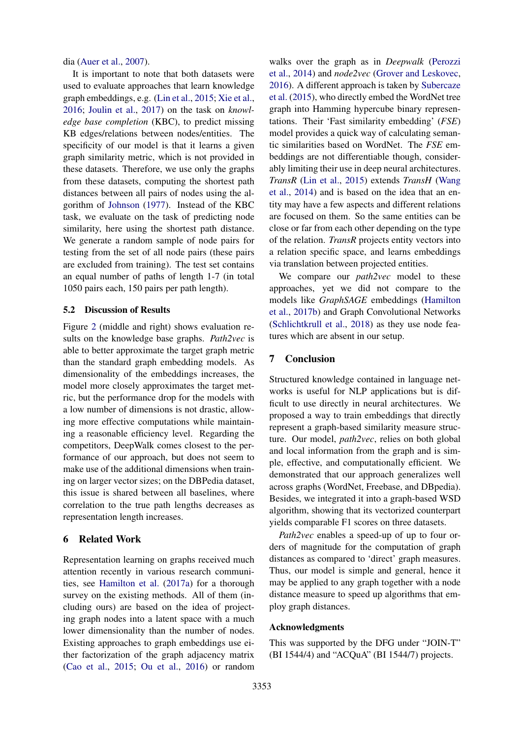dia (Auer et al., 2007).

It is important to note that both datasets were used to evaluate approaches that learn knowledge graph embeddings, e.g. (Lin et al., 2015; Xie et al., 2016; Joulin et al., 2017) on the task on *knowledge base completion* (KBC), to predict missing KB edges/relations between nodes/entities. The specificity of our model is that it learns a given graph similarity metric, which is not provided in these datasets. Therefore, we use only the graphs from these datasets, computing the shortest path distances between all pairs of nodes using the algorithm of Johnson (1977). Instead of the KBC task, we evaluate on the task of predicting node similarity, here using the shortest path distance. We generate a random sample of node pairs for testing from the set of all node pairs (these pairs are excluded from training). The test set contains an equal number of paths of length 1-7 (in total 1050 pairs each, 150 pairs per path length).

### 5.2 Discussion of Results

Figure 2 (middle and right) shows evaluation results on the knowledge base graphs. *Path2vec* is able to better approximate the target graph metric than the standard graph embedding models. As dimensionality of the embeddings increases, the model more closely approximates the target metric, but the performance drop for the models with a low number of dimensions is not drastic, allowing more effective computations while maintaining a reasonable efficiency level. Regarding the competitors, DeepWalk comes closest to the performance of our approach, but does not seem to make use of the additional dimensions when training on larger vector sizes; on the DBPedia dataset, this issue is shared between all baselines, where correlation to the true path lengths decreases as representation length increases.

## 6 Related Work

Representation learning on graphs received much attention recently in various research communities, see Hamilton et al. (2017a) for a thorough survey on the existing methods. All of them (including ours) are based on the idea of projecting graph nodes into a latent space with a much lower dimensionality than the number of nodes. Existing approaches to graph embeddings use either factorization of the graph adjacency matrix (Cao et al., 2015; Ou et al., 2016) or random walks over the graph as in *Deepwalk* (Perozzi et al., 2014) and *node2vec* (Grover and Leskovec, 2016). A different approach is taken by Subercaze et al. (2015), who directly embed the WordNet tree graph into Hamming hypercube binary representations. Their 'Fast similarity embedding' (*FSE*) model provides a quick way of calculating semantic similarities based on WordNet. The *FSE* embeddings are not differentiable though, considerably limiting their use in deep neural architectures. *TransR* (Lin et al., 2015) extends *TransH* (Wang et al., 2014) and is based on the idea that an entity may have a few aspects and different relations are focused on them. So the same entities can be close or far from each other depending on the type of the relation. *TransR* projects entity vectors into a relation specific space, and learns embeddings via translation between projected entities.

We compare our *path2vec* model to these approaches, yet we did not compare to the models like *GraphSAGE* embeddings (Hamilton et al., 2017b) and Graph Convolutional Networks (Schlichtkrull et al., 2018) as they use node features which are absent in our setup.

## 7 Conclusion

Structured knowledge contained in language networks is useful for NLP applications but is difficult to use directly in neural architectures. We proposed a way to train embeddings that directly represent a graph-based similarity measure structure. Our model, *path2vec*, relies on both global and local information from the graph and is simple, effective, and computationally efficient. We demonstrated that our approach generalizes well across graphs (WordNet, Freebase, and DBpedia). Besides, we integrated it into a graph-based WSD algorithm, showing that its vectorized counterpart yields comparable F1 scores on three datasets.

*Path2vec* enables a speed-up of up to four orders of magnitude for the computation of graph distances as compared to 'direct' graph measures. Thus, our model is simple and general, hence it may be applied to any graph together with a node distance measure to speed up algorithms that employ graph distances.

### Acknowledgments

This was supported by the DFG under "JOIN-T" (BI 1544/4) and "ACQuA" (BI 1544/7) projects.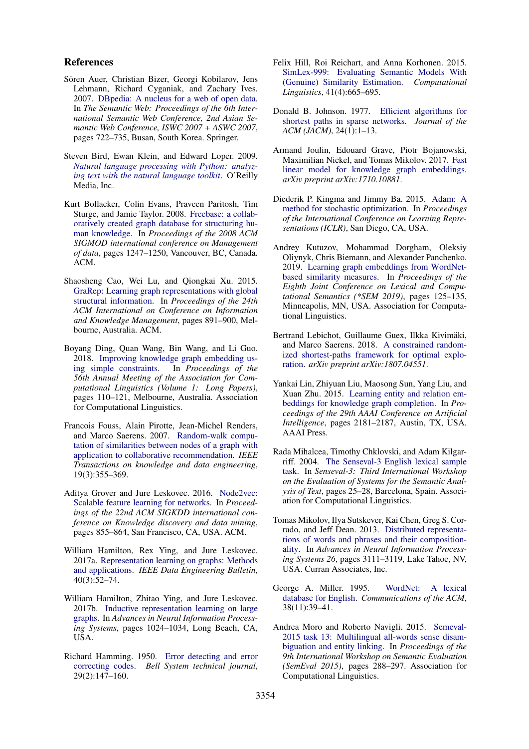## References

Sören Auer, Christian Bizer, Georgi Kobilarov, Jens Lehmann, Richard Cyganiak, and Zachary Ives. 2007. DBpedia: A nucleus for a web of open data. In *The Semantic Web: Proceedings of the 6th International Semantic Web Conference, 2nd Asian Semantic Web Conference, ISWC 2007 + ASWC 2007*, pages 722–735, Busan, South Korea. Springer.

Steven Bird, Ewan Klein, and Edward Loper. 2009. *Natural language processing with Python: analyzing text with the natural language toolkit*. O'Reilly Media, Inc.

Kurt Bollacker, Colin Evans, Praveen Paritosh, Tim Sturge, and Jamie Taylor. 2008. Freebase: a collaboratively created graph database for structuring human knowledge. In *Proceedings of the 2008 ACM SIGMOD international conference on Management of data*, pages 1247–1250, Vancouver, BC, Canada. ACM.

Shaosheng Cao, Wei Lu, and Qiongkai Xu. 2015. GraRep: Learning graph representations with global structural information. In *Proceedings of the 24th ACM International on Conference on Information and Knowledge Management*, pages 891–900, Melbourne, Australia. ACM.

Boyang Ding, Quan Wang, Bin Wang, and Li Guo. 2018. Improving knowledge graph embedding using simple constraints. In *Proceedings of the 56th Annual Meeting of the Association for Computational Linguistics (Volume 1: Long Papers)*, pages 110–121, Melbourne, Australia. Association for Computational Linguistics.

Francois Fouss, Alain Pirotte, Jean-Michel Renders, and Marco Saerens. 2007. Random-walk computation of similarities between nodes of a graph with application to collaborative recommendation. *IEEE Transactions on knowledge and data engineering*, 19(3):355–369.

Aditya Grover and Jure Leskovec. 2016. Node2vec: Scalable feature learning for networks. In *Proceedings of the 22nd ACM SIGKDD international conference on Knowledge discovery and data mining*, pages 855–864, San Francisco, CA, USA. ACM.

William Hamilton, Rex Ying, and Jure Leskovec. 2017a. Representation learning on graphs: Methods and applications. *IEEE Data Engineering Bulletin*, 40(3):52–74.

William Hamilton, Zhitao Ying, and Jure Leskovec. 2017b. Inductive representation learning on large graphs. In *Advances in Neural Information Processing Systems*, pages 1024–1034, Long Beach, CA, USA.

Richard Hamming. 1950. Error detecting and error correcting codes. *Bell System technical journal*, 29(2):147–160.

Felix Hill, Roi Reichart, and Anna Korhonen. 2015. SimLex-999: Evaluating Semantic Models With (Genuine) Similarity Estimation. *Computational Linguistics*, 41(4):665–695.

Donald B. Johnson. 1977. Efficient algorithms for shortest paths in sparse networks. *Journal of the ACM (JACM)*, 24(1):1–13.

Armand Joulin, Edouard Grave, Piotr Bojanowski, Maximilian Nickel, and Tomas Mikolov. 2017. Fast linear model for knowledge graph embeddings. *arXiv preprint arXiv:1710.10881*.

Diederik P. Kingma and Jimmy Ba. 2015. Adam: A method for stochastic optimization. In *Proceedings of the International Conference on Learning Representations (ICLR)*, San Diego, CA, USA.

Andrey Kutuzov, Mohammad Dorgham, Oleksiy Oliynyk, Chris Biemann, and Alexander Panchenko. 2019. Learning graph embeddings from WordNet-based similarity measures. In *Proceedings of the Eighth Joint Conference on Lexical and Computational Semantics (*SEM 2019)*, pages 125–135, Minneapolis, MN, USA. Association for Computational Linguistics.

Bertrand Lebichot, Guillaume Guex, Ilkka Kivimäki, and Marco Saerens. 2018. A constrained randomized shortest-paths framework for optimal exploration. *arXiv preprint arXiv:1807.04551*.

Yankai Lin, Zhiyuan Liu, Maosong Sun, Yang Liu, and Xuan Zhu. 2015. Learning entity and relation embeddings for knowledge graph completion. In *Proceedings of the 29th AAAI Conference on Artificial Intelligence*, pages 2181–2187, Austin, TX, USA. AAAI Press.

Rada Mihalcea, Timothy Chklovski, and Adam Kilgarriff. 2004. The Senseval-3 English lexical sample task. In *Senseval-3: Third International Workshop on the Evaluation of Systems for the Semantic Analysis of Text*, pages 25–28, Barcelona, Spain. Association for Computational Linguistics.

Tomas Mikolov, Ilya Sutskever, Kai Chen, Greg S. Corrado, and Jeff Dean. 2013. Distributed representations of words and phrases and their compositionality. In *Advances in Neural Information Processing Systems*, pages 3111–3119, Lake Tahoe, NV, USA. Curran Associates, Inc.

George A. Miller. 1995. WordNet: A lexical database for English. *Communications of the ACM*, 38(11):39–41.

Andrea Moro and Roberto Navigli. 2015. Semeval-2015 task 13: Multilingual all-words sense disambiguation and entity linking. In *Proceedings of the 9th International Workshop on Semantic Evaluation (SemEval 2015)*, pages 288–297. Association for Computational Linguistics.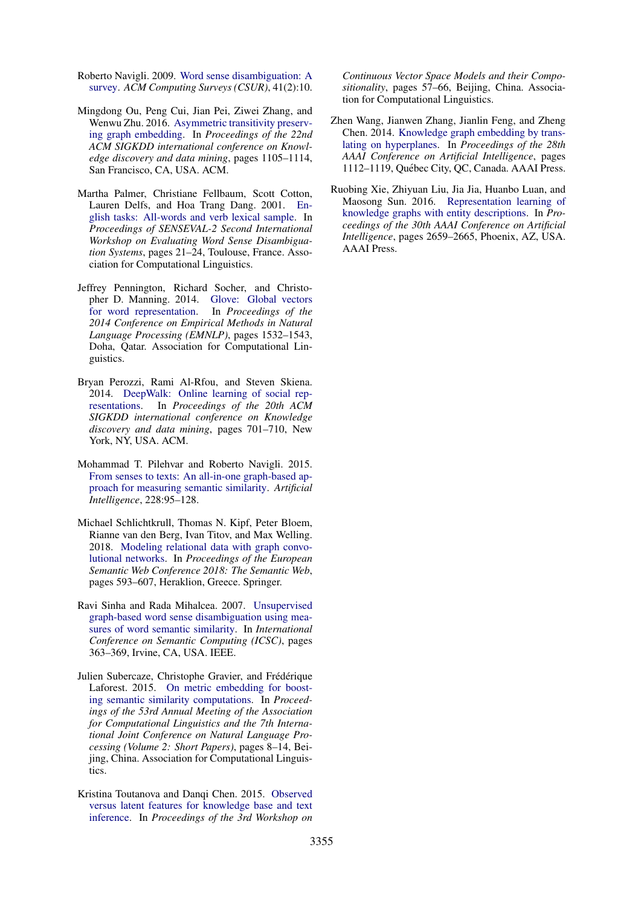Roberto Navigli. 2009. Word sense disambiguation: A survey. *ACM Computing Surveys (CSUR)*, 41(2):10.

Mingdong Ou, Peng Cui, Jian Pei, Ziwei Zhang, and Wenwu Zhu. 2016. Asymmetric transitivity preserving graph embedding. In *Proceedings of the 22nd ACM SIGKDD international conference on Knowledge discovery and data mining*, pages 1105–1114, San Francisco, CA, USA. ACM.

Martha Palmer, Christiane Fellbaum, Scott Cotton, Lauren Delfs, and Hoa Trang Dang. 2001. English tasks: All-words and verb lexical sample. In *Proceedings of SENSEVAL-2 Second International Workshop on Evaluating Word Sense Disambiguation Systems*, pages 21–24, Toulouse, France. Association for Computational Linguistics.

Jeffrey Pennington, Richard Socher, and Christopher D. Manning. 2014. Glove: Global vectors for word representation. In *Proceedings of the 2014 Conference on Empirical Methods in Natural Language Processing (EMNLP)*, pages 1532–1543, Doha, Qatar. Association for Computational Linguistics.

Bryan Perozzi, Rami Al-Rfou, and Steven Skiena. 2014. DeepWalk: Online learning of social representations. In *Proceedings of the 20th ACM SIGKDD international conference on Knowledge discovery and data mining*, pages 701–710, New York, NY, USA. ACM.

Mohammad T. Pilehvar and Roberto Navigli. 2015. From senses to texts: An all-in-one graph-based approach for measuring semantic similarity. *Artificial Intelligence*, 228:95–128.

Michael Schlichtkrull, Thomas N. Kipf, Peter Bloem, Rianne van den Berg, Ivan Titov, and Max Welling. 2018. Modeling relational data with graph convolutional networks. In *Proceedings of the European Semantic Web Conference 2018: The Semantic Web*, pages 593–607, Heraklion, Greece. Springer.

Ravi Sinha and Rada Mihalcea. 2007. Unsupervised graph-based word sense disambiguation using measures of word semantic similarity. In *International Conference on Semantic Computing (ICSC)*, pages 363–369, Irvine, CA, USA. IEEE.

Julien Subercaze, Christophe Gravier, and Frédérique Laforest. 2015. On metric embedding for boosting semantic similarity computations. In *Proceedings of the 53rd Annual Meeting of the Association for Computational Linguistics and the 7th International Joint Conference on Natural Language Processing (Volume 2: Short Papers)*, pages 8–14, Beijing, China. Association for Computational Linguistics.

Kristina Toutanova and Danqi Chen. 2015. Observed versus latent features for knowledge base and text inference. In *Proceedings of the 3rd Workshop on Continuous Vector Space Models and their Compositionality*, pages 57–66, Beijing, China. Association for Computational Linguistics.

Zhen Wang, Jianwen Zhang, Jianlin Feng, and Zheng Chen. 2014. Knowledge graph embedding by translating on hyperplanes. In *Proceedings of the 28th AAAI Conference on Artificial Intelligence*, pages 1112–1119, Québec City, QC, Canada. AAAI Press.

Ruobing Xie, Zhiyuan Liu, Jia Jia, Huanbo Luan, and Maosong Sun. 2016. Representation learning of knowledge graphs with entity descriptions. In *Proceedings of the 30th AAAI Conference on Artificial Intelligence*, pages 2659–2665, Phoenix, AZ, USA. AAAI Press.